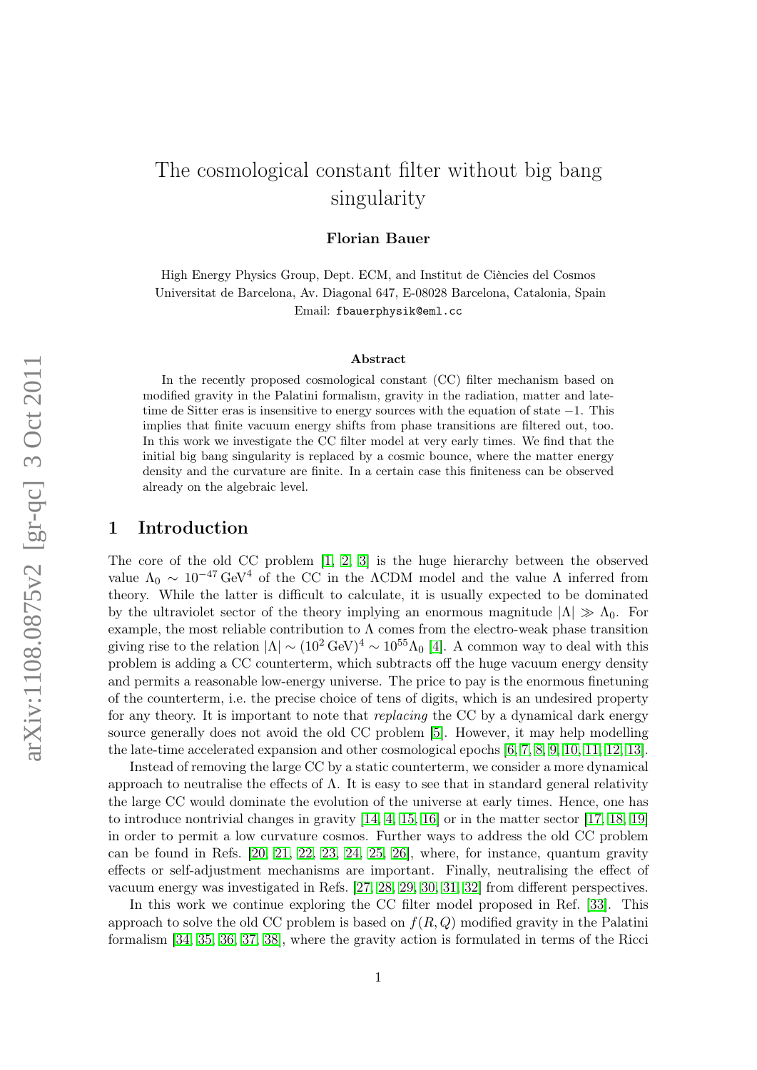# The cosmological constant filter without big bang singularity

**Florian Bauer**

High Energy Physics Group, Dept. ECM, and Institut de Ciències del Cosmos
Universitat de Barcelona, Av. Diagonal 647, E-08028 Barcelona, Catalonia, Spain
Email: fbauerphysik@eml.cc

### Abstract

In the recently proposed cosmological constant (CC) filter mechanism based on modified gravity in the Palatini formalism, gravity in the radiation, matter and late-time de Sitter eras is insensitive to energy sources with the equation of state $-1$. This implies that finite vacuum energy shifts from phase transitions are filtered out, too. In this work we investigate the CC filter model at very early times. We find that the initial big bang singularity is replaced by a cosmic bounce, where the matter energy density and the curvature are finite. In a certain case this finiteness can be observed already on the algebraic level.

## 1 Introduction

The core of the old CC problem [1, 2, 3] is the huge hierarchy between the observed value $\Lambda_0 \sim 10^{-47}\,\mathrm{GeV}^4$ of the CC in the $\Lambda$CDM model and the value $\Lambda$ inferred from theory. While the latter is difficult to calculate, it is usually expected to be dominated by the ultraviolet sector of the theory implying an enormous magnitude $|\Lambda| \gg \Lambda_0$. For example, the most reliable contribution to $\Lambda$ comes from the electro-weak phase transition giving rise to the relation $|\Lambda| \sim (10^2\,\mathrm{GeV})^4 \sim 10^{55}\Lambda_0$ [4]. A common way to deal with this problem is adding a CC counterterm, which subtracts off the huge vacuum energy density and permits a reasonable low-energy universe. The price to pay is the enormous finetuning of the counterterm, i.e. the precise choice of tens of digits, which is an undesired property for any theory. It is important to note that *replacing* the CC by a dynamical dark energy source generally does not avoid the old CC problem [5]. However, it may help modelling the late-time accelerated expansion and other cosmological epochs [6, 7, 8, 9, 10, 11, 12, 13].

Instead of removing the large CC by a static counterterm, we consider a more dynamical approach to neutralise the effects of $\Lambda$. It is easy to see that in standard general relativity the large CC would dominate the evolution of the universe at early times. Hence, one has to introduce nontrivial changes in gravity [14, 4, 15, 16] or in the matter sector [17, 18, 19] in order to permit a low curvature cosmos. Further ways to address the old CC problem can be found in Refs. [20, 21, 22, 23, 24, 25, 26], where, for instance, quantum gravity effects or self-adjustment mechanisms are important. Finally, neutralising the effect of vacuum energy was investigated in Refs. [27, 28, 29, 30, 31, 32] from different perspectives.

In this work we continue exploring the CC filter model proposed in Ref. [33]. This approach to solve the old CC problem is based on $f(R, Q)$ modified gravity in the Palatini formalism [34, 35, 36, 37, 38], where the gravity action is formulated in terms of the Ricci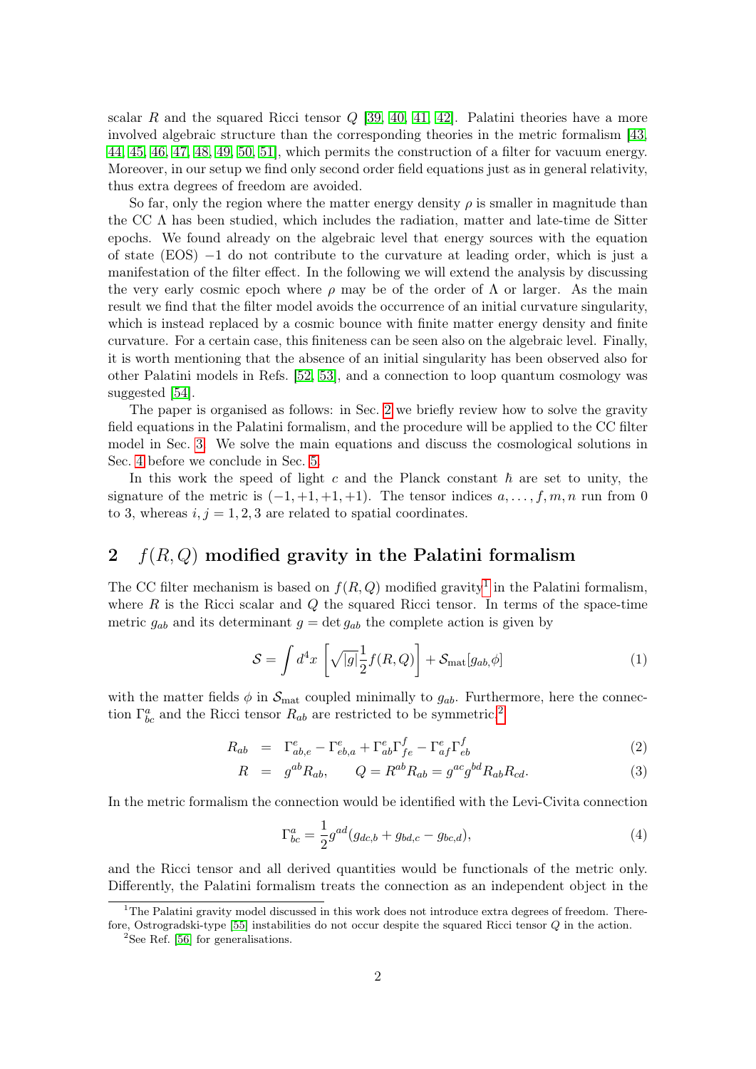scalar $R$ and the squared Ricci tensor $Q$ [39, 40, 41, 42]. Palatini theories have a more involved algebraic structure than the corresponding theories in the metric formalism [43, 44, 45, 46, 47, 48, 49, 50, 51], which permits the construction of a filter for vacuum energy. Moreover, in our setup we find only second order field equations just as in general relativity, thus extra degrees of freedom are avoided.

So far, only the region where the matter energy density $\rho$ is smaller in magnitude than the CC $\Lambda$ has been studied, which includes the radiation, matter and late-time de Sitter epochs. We found already on the algebraic level that energy sources with the equation of state (EOS) $-1$ do not contribute to the curvature at leading order, which is just a manifestation of the filter effect. In the following we will extend the analysis by discussing the very early cosmic epoch where $\rho$ may be of the order of $\Lambda$ or larger. As the main result we find that the filter model avoids the occurrence of an initial curvature singularity, which is instead replaced by a cosmic bounce with finite matter energy density and finite curvature. For a certain case, this finiteness can be seen also on the algebraic level. Finally, it is worth mentioning that the absence of an initial singularity has been observed also for other Palatini models in Refs. [52, 53], and a connection to loop quantum cosmology was suggested [54].

The paper is organised as follows: in Sec. 2 we briefly review how to solve the gravity field equations in the Palatini formalism, and the procedure will be applied to the CC filter model in Sec. 3. We solve the main equations and discuss the cosmological solutions in Sec. 4 before we conclude in Sec. 5.

In this work the speed of light $c$ and the Planck constant $\hbar$ are set to unity, the signature of the metric is $(-1, +1, +1, +1)$. The tensor indices $a, \dots, f, m, n$ run from 0 to 3, whereas $i, j = 1, 2, 3$ are related to spatial coordinates.

## 2 $f(R, Q)$ modified gravity in the Palatini formalism

The CC filter mechanism is based on $f(R, Q)$ modified gravity[1] in the Palatini formalism, where $R$ is the Ricci scalar and $Q$ the squared Ricci tensor. In terms of the space-time metric $g_{ab}$ and its determinant $g = \det g_{ab}$ the complete action is given by

$$\mathcal{S} = \int d^4x \left[ \sqrt{|g|} \frac{1}{2} f(R, Q) \right] + \mathcal{S}_{\text{mat}}[g_{ab}, \phi] \tag{1}$$

with the matter fields $\phi$ in $\mathcal{S}_{\text{mat}}$ coupled minimally to $g_{ab}$. Furthermore, here the connection $\Gamma^a_{bc}$ and the Ricci tensor $R_{ab}$ are restricted to be symmetric.[2]

$$R_{ab} = \Gamma^e_{ab,e} - \Gamma^e_{eb,a} + \Gamma^e_{ab}\Gamma^f_{fe} - \Gamma^e_{af}\Gamma^f_{eb} \tag{2}$$

$$R = g^{ab}R_{ab}, \qquad Q = R^{ab}R_{ab} = g^{ac}g^{bd}R_{ab}R_{cd}. \tag{3}$$

In the metric formalism the connection would be identified with the Levi-Civita connection

$$\Gamma^a_{bc} = \frac{1}{2} g^{ad}(g_{dc,b} + g_{bd,c} - g_{bc,d}), \tag{4}$$

and the Ricci tensor and all derived quantities would be functionals of the metric only. Differently, the Palatini formalism treats the connection as an independent object in the

[1] The Palatini gravity model discussed in this work does not introduce extra degrees of freedom. Therefore, Ostrogradski-type [55] instabilities do not occur despite the squared Ricci tensor $Q$ in the action.

[2] See Ref. [56] for generalisations.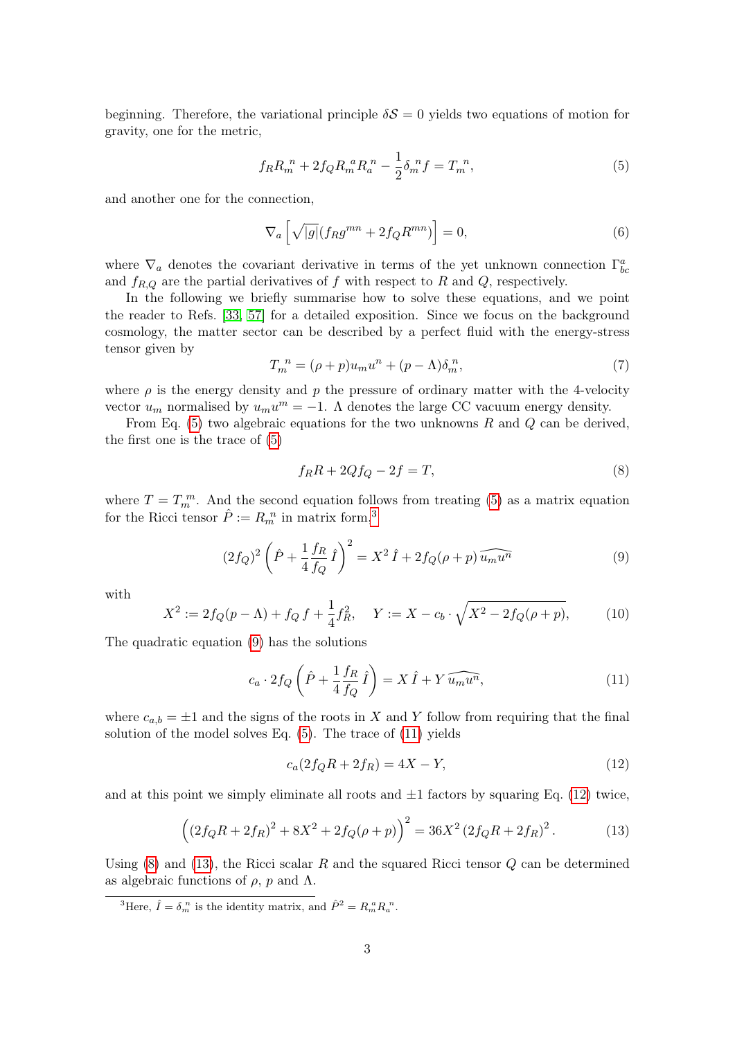beginning. Therefore, the variational principle $\delta\mathcal{S} = 0$ yields two equations of motion for gravity, one for the metric,

$$f_R R_m^{\ n} + 2f_Q R_m^{\ a} R_a^{\ n} - \frac{1}{2}\delta_m^{\ n} f = T_m^{\ n}, \tag{5}$$

and another one for the connection,

$$\nabla_a \left[\sqrt{|g|}(f_R g^{mn} + 2f_Q R^{mn})\right] = 0, \tag{6}$$

where $\nabla_a$ denotes the covariant derivative in terms of the yet unknown connection $\Gamma^a_{bc}$ and $f_{R,Q}$ are the partial derivatives of $f$ with respect to $R$ and $Q$, respectively.

In the following we briefly summarise how to solve these equations, and we point the reader to Refs. [33, 57] for a detailed exposition. Since we focus on the background cosmology, the matter sector can be described by a perfect fluid with the energy-stress tensor given by

$$T_m^{\ n} = (\rho + p)u_m u^n + (p - \Lambda)\delta_m^{\ n}, \tag{7}$$

where $\rho$ is the energy density and $p$ the pressure of ordinary matter with the 4-velocity vector $u_m$ normalised by $u_m u^m = -1$. $\Lambda$ denotes the large CC vacuum energy density.

From Eq. (5) two algebraic equations for the two unknowns $R$ and $Q$ can be derived, the first one is the trace of (5)

$$f_R R + 2Q f_Q - 2f = T, \tag{8}$$

where $T = T_m^{\ m}$. And the second equation follows from treating (5) as a matrix equation for the Ricci tensor $\hat{P} := R_m^{\ n}$ in matrix form,[3]

$$(2f_Q)^2 \left(\hat{P} + \frac{1}{4}\frac{f_R}{f_Q}\,\hat{I}\right)^2 = X^2\,\hat{I} + 2f_Q(\rho + p)\,\widehat{u_m u^n} \tag{9}$$

with

$$X^2 := 2f_Q(p - \Lambda) + f_Q\,f + \frac{1}{4}f_R^2, \quad Y := X - c_b \cdot \sqrt{X^2 - 2f_Q(\rho + p)}, \tag{10}$$

The quadratic equation (9) has the solutions

$$c_a \cdot 2f_Q \left(\hat{P} + \frac{1}{4}\frac{f_R}{f_Q}\,\hat{I}\right) = X\,\hat{I} + Y\,\widehat{u_m u^n}, \tag{11}$$

where $c_{a,b} = \pm 1$ and the signs of the roots in $X$ and $Y$ follow from requiring that the final solution of the model solves Eq. (5). The trace of (11) yields

$$c_a(2f_Q R + 2f_R) = 4X - Y, \tag{12}$$

and at this point we simply eliminate all roots and $\pm 1$ factors by squaring Eq. (12) twice,

$$\left((2f_Q R + 2f_R)^2 + 8X^2 + 2f_Q(\rho + p)\right)^2 = 36X^2\,(2f_Q R + 2f_R)^2\,. \tag{13}$$

Using (8) and (13), the Ricci scalar $R$ and the squared Ricci tensor $Q$ can be determined as algebraic functions of $\rho$, $p$ and $\Lambda$.

[3] Here, $\hat{I} = \delta_m^{\ n}$ is the identity matrix, and $\hat{P}^2 = R_m^{\ a} R_a^{\ n}$.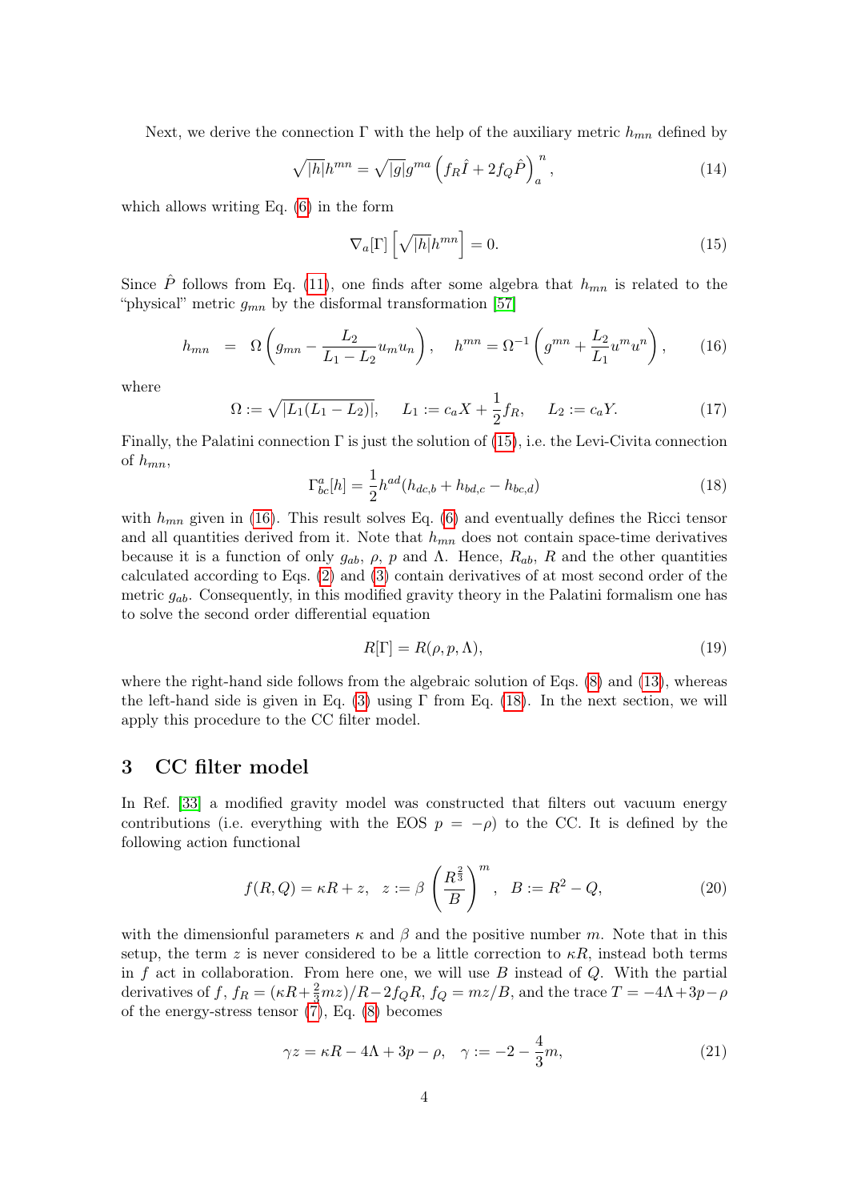Next, we derive the connection $\Gamma$ with the help of the auxiliary metric $h_{mn}$ defined by

$$\sqrt{|h|}h^{mn} = \sqrt{|g|}g^{ma}\left(f_R\hat{I} + 2f_Q\hat{P}\right)_a^{\ n}, \tag{14}$$

which allows writing Eq. (6) in the form

$$\nabla_a[\Gamma]\left[\sqrt{|h|}h^{mn}\right] = 0. \tag{15}$$

Since $\hat{P}$ follows from Eq. (11), one finds after some algebra that $h_{mn}$ is related to the "physical" metric $g_{mn}$ by the disformal transformation [57]

$$h_{mn} = \Omega\left(g_{mn} - \frac{L_2}{L_1 - L_2}u_m u_n\right), \quad h^{mn} = \Omega^{-1}\left(g^{mn} + \frac{L_2}{L_1}u^m u^n\right), \tag{16}$$

where

$$\Omega := \sqrt{|L_1(L_1 - L_2)|}, \quad L_1 := c_a X + \frac{1}{2}f_R, \quad L_2 := c_a Y. \tag{17}$$

Finally, the Palatini connection $\Gamma$ is just the solution of (15), i.e. the Levi-Civita connection of $h_{mn}$,

$$\Gamma^a_{bc}[h] = \frac{1}{2}h^{ad}(h_{dc,b} + h_{bd,c} - h_{bc,d}) \tag{18}$$

with $h_{mn}$ given in (16). This result solves Eq. (6) and eventually defines the Ricci tensor and all quantities derived from it. Note that $h_{mn}$ does not contain space-time derivatives because it is a function of only $g_{ab}$, $\rho$, $p$ and $\Lambda$. Hence, $R_{ab}$, $R$ and the other quantities calculated according to Eqs. (2) and (3) contain derivatives of at most second order of the metric $g_{ab}$. Consequently, in this modified gravity theory in the Palatini formalism one has to solve the second order differential equation

$$R[\Gamma] = R(\rho, p, \Lambda), \tag{19}$$

where the right-hand side follows from the algebraic solution of Eqs. (8) and (13), whereas the left-hand side is given in Eq. (3) using $\Gamma$ from Eq. (18). In the next section, we will apply this procedure to the CC filter model.

## 3 CC filter model

In Ref. [33] a modified gravity model was constructed that filters out vacuum energy contributions (i.e. everything with the EOS $p = -\rho$) to the CC. It is defined by the following action functional

$$f(R, Q) = \kappa R + z, \quad z := \beta\left(\frac{R^{\frac{2}{3}}}{B}\right)^m, \quad B := R^2 - Q, \tag{20}$$

with the dimensional parameters $\kappa$ and $\beta$ and the positive number $m$. Note that in this setup, the term $z$ is never considered to be a little correction to $\kappa R$, instead both terms in $f$ act in collaboration. From here one, we will use $B$ instead of $Q$. With the partial derivatives of $f$, $f_R = (\kappa R + \frac{2}{3}mz)/R - 2f_Q R$, $f_Q = mz/B$, and the trace $T = -4\Lambda + 3p - \rho$ of the energy-stress tensor (7), Eq. (8) becomes

$$\gamma z = \kappa R - 4\Lambda + 3p - \rho, \quad \gamma := -2 - \frac{4}{3}m, \tag{21}$$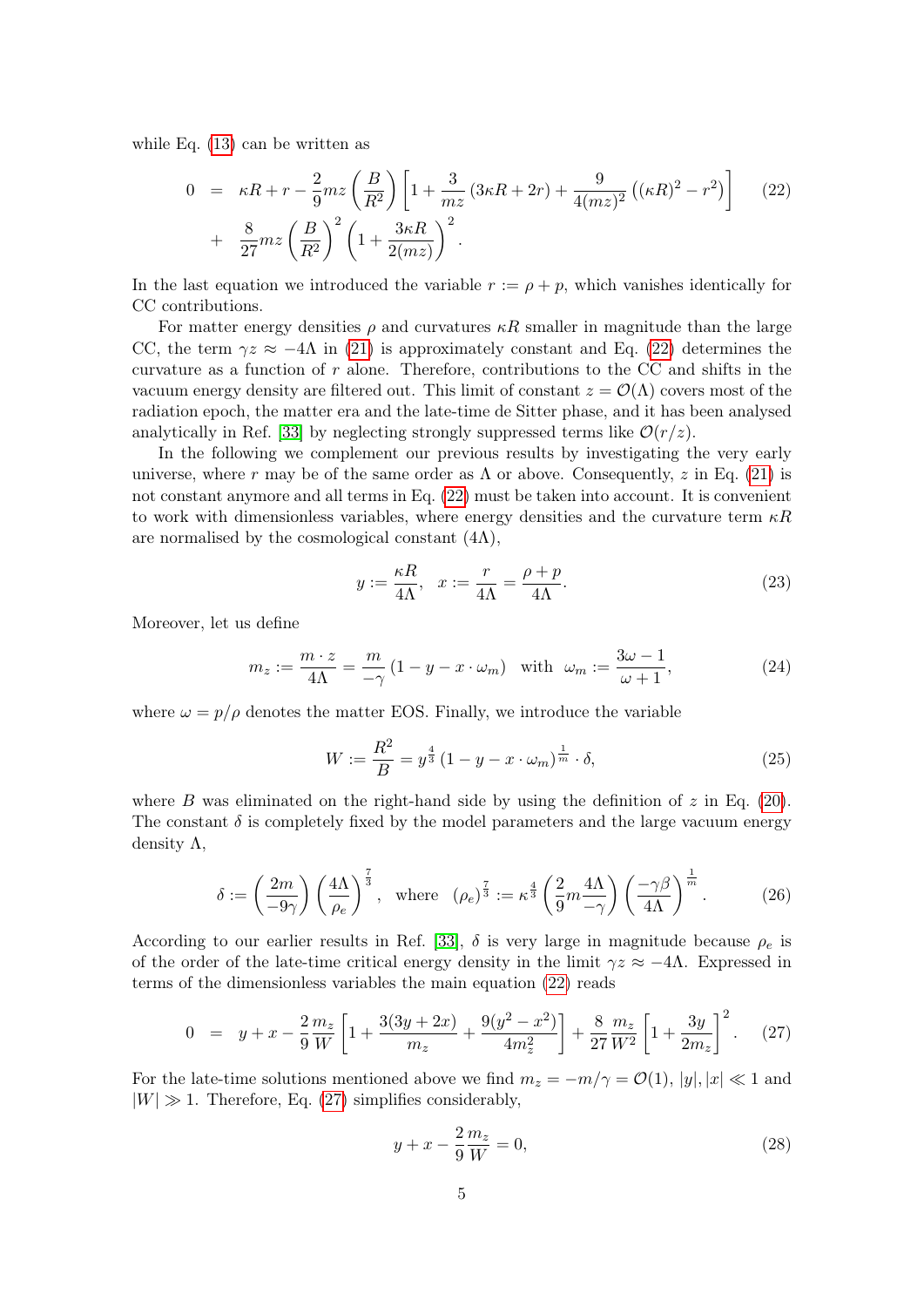while Eq. (13) can be written as

$$
\begin{aligned}
0 &= \kappa R + r - \frac{2}{9} mz \left(\frac{B}{R^2}\right)\left[1 + \frac{3}{mz}\left(3\kappa R + 2r\right) + \frac{9}{4(mz)^2}\left((\kappa R)^2 - r^2\right)\right] \\
&+ \frac{8}{27} mz \left(\frac{B}{R^2}\right)^2 \left(1 + \frac{3\kappa R}{2(mz)}\right)^2 .
\end{aligned} \tag{22}
$$

In the last equation we introduced the variable $r := \rho + p$, which vanishes identically for CC contributions.

For matter energy densities $\rho$ and curvatures $\kappa R$ smaller in magnitude than the large CC, the term $\gamma z \approx -4\Lambda$ in (21) is approximately constant and Eq. (22) determines the curvature as a function of $r$ alone. Therefore, contributions to the CC and shifts in the vacuum energy density are filtered out. This limit of constant $z = \mathcal{O}(\Lambda)$ covers most of the radiation epoch, the matter era and the late-time de Sitter phase, and it has been analysed analytically in Ref. [33] by neglecting strongly suppressed terms like $\mathcal{O}(r/z)$.

In the following we complement our previous results by investigating the very early universe, where $r$ may be of the same order as $\Lambda$ or above. Consequently, $z$ in Eq. (21) is not constant anymore and all terms in Eq. (22) must be taken into account. It is convenient to work with dimensionless variables, where energy densities and the curvature term $\kappa R$ are normalised by the cosmological constant $(4\Lambda)$,

$$
y := \frac{\kappa R}{4\Lambda}, \quad x := \frac{r}{4\Lambda} = \frac{\rho + p}{4\Lambda}. \tag{23}
$$

Moreover, let us define

$$
m_z := \frac{m \cdot z}{4\Lambda} = \frac{m}{-\gamma}\left(1 - y - x \cdot \omega_m\right) \quad \text{with} \quad \omega_m := \frac{3\omega - 1}{\omega + 1}, \tag{24}
$$

where $\omega = p/\rho$ denotes the matter EOS. Finally, we introduce the variable

$$
W := \frac{R^2}{B} = y^{\frac{4}{3}} \left(1 - y - x \cdot \omega_m\right)^{\frac{1}{m}} \cdot \delta, \tag{25}
$$

where $B$ was eliminated on the right-hand side by using the definition of $z$ in Eq. (20). The constant $\delta$ is completely fixed by the model parameters and the large vacuum energy density $\Lambda$,

$$
\delta := \left(\frac{2m}{-9\gamma}\right)\left(\frac{4\Lambda}{\rho_e}\right)^{\frac{7}{3}}, \quad \text{where} \quad (\rho_e)^{\frac{7}{3}} := \kappa^{\frac{4}{3}} \left(\frac{2}{9} m \frac{4\Lambda}{-\gamma}\right)\left(\frac{-\gamma\beta}{4\Lambda}\right)^{\frac{1}{m}}. \tag{26}
$$

According to our earlier results in Ref. [33], $\delta$ is very large in magnitude because $\rho_e$ is of the order of the late-time critical energy density in the limit $\gamma z \approx -4\Lambda$. Expressed in terms of the dimensionless variables the main equation (22) reads

$$
0 \;=\; y + x - \frac{2}{9}\frac{m_z}{W}\left[1 + \frac{3(3y + 2x)}{m_z} + \frac{9(y^2 - x^2)}{4m_z^2}\right] + \frac{8}{27}\frac{m_z}{W^2}\left[1 + \frac{3y}{2m_z}\right]^2 . \tag{27}
$$

For the late-time solutions mentioned above we find $m_z = -m/\gamma = \mathcal{O}(1)$, $|y|, |x| \ll 1$ and $|W| \gg 1$. Therefore, Eq. (27) simplifies considerably,

$$
y + x - \frac{2}{9}\frac{m_z}{W} = 0, \tag{28}
$$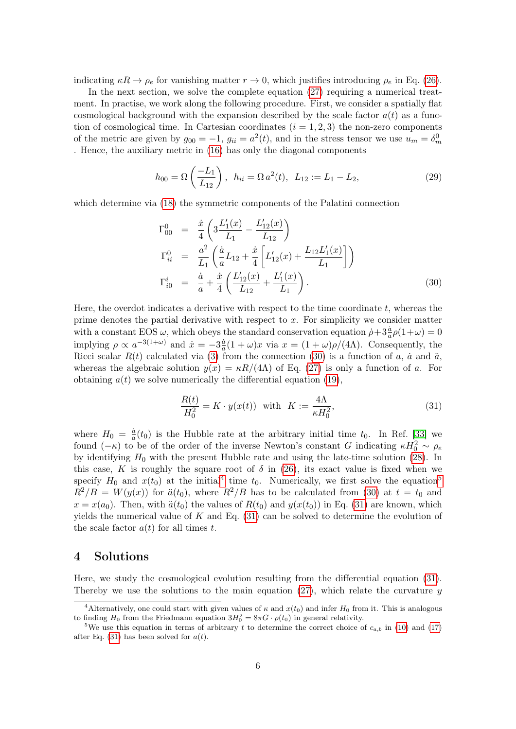indicating $\kappa R \to \rho_e$ for vanishing matter $r \to 0$, which justifies introducing $\rho_e$ in Eq. (26).

In the next section, we solve the complete equation (27) requiring a numerical treatment. In practise, we work along the following procedure. First, we consider a spatially flat cosmological background with the expansion described by the scale factor $a(t)$ as a function of cosmological time. In Cartesian coordinates ($i = 1, 2, 3$) the non-zero components of the metric are given by $g_{00} = -1$, $g_{ii} = a^2(t)$, and in the stress tensor we use $u_m = \delta_m^0$ . Hence, the auxiliary metric in (16) has only the diagonal components

$$h_{00} = \Omega \left( \frac{-L_1}{L_{12}} \right), \;\; h_{ii} = \Omega \, a^2(t), \;\; L_{12} := L_1 - L_2, \tag{29}$$

which determine via (18) the symmetric components of the Palatini connection

$$\begin{aligned}
\Gamma^0_{00} &= \frac{\dot{x}}{4} \left( 3 \frac{L_1'(x)}{L_1} - \frac{L_{12}'(x)}{L_{12}} \right) \\
\Gamma^0_{ii} &= \frac{a^2}{L_1} \left( \frac{\dot{a}}{a} L_{12} + \frac{\dot{x}}{4} \left[ L_{12}'(x) + \frac{L_{12} L_1'(x)}{L_1} \right] \right) \\
\Gamma^i_{i0} &= \frac{\dot{a}}{a} + \frac{\dot{x}}{4} \left( \frac{L_{12}'(x)}{L_{12}} + \frac{L_1'(x)}{L_1} \right) .
\end{aligned} \tag{30}$$

Here, the overdot indicates a derivative with respect to the time coordinate $t$, whereas the prime denotes the partial derivative with respect to $x$. For simplicity we consider matter with a constant EOS $\omega$, which obeys the standard conservation equation $\dot{\rho} + 3\frac{\dot{a}}{a}\rho(1+\omega) = 0$ implying $\rho \propto a^{-3(1+\omega)}$ and $\dot{x} = -3\frac{\dot{a}}{a}(1+\omega)x$ via $x = (1+\omega)\rho/(4\Lambda)$. Consequently, the Ricci scalar $R(t)$ calculated via (3) from the connection (30) is a function of $a$, $\dot{a}$ and $\ddot{a}$, whereas the algebraic solution $y(x) = \kappa R/(4\Lambda)$ of Eq. (27) is only a function of $a$. For obtaining $a(t)$ we solve numerically the differential equation (19),

$$\frac{R(t)}{H_0^2} = K \cdot y(x(t)) \;\; \text{with} \;\; K := \frac{4\Lambda}{\kappa H_0^2}, \tag{31}$$

where $H_0 = \frac{\dot{a}}{a}(t_0)$ is the Hubble rate at the arbitrary initial time $t_0$. In Ref. [33] we found $(-\kappa)$ to be of the order of the inverse Newton's constant $G$ indicating $\kappa H_0^2 \sim \rho_e$ by identifying $H_0$ with the present Hubble rate and using the late-time solution (28). In this case, $K$ is roughly the square root of $\delta$ in (26), its exact value is fixed when we specify $H_0$ and $x(t_0)$ at the initial[4] time $t_0$. Numerically, we first solve the equation[5] $R^2/B = W(y(x))$ for $\ddot{a}(t_0)$, where $R^2/B$ has to be calculated from (30) at $t = t_0$ and $x = x(a_0)$. Then, with $\ddot{a}(t_0)$ the values of $R(t_0)$ and $y(x(t_0))$ in Eq. (31) are known, which yields the numerical value of $K$ and Eq. (31) can be solved to determine the evolution of the scale factor $a(t)$ for all times $t$.

## 4 Solutions

Here, we study the cosmological evolution resulting from the differential equation (31). Thereby we use the solutions to the main equation (27), which relate the curvature $y$

[4] Alternatively, one could start with given values of $\kappa$ and $x(t_0)$ and infer $H_0$ from it. This is analogous to finding $H_0$ from the Friedmann equation $3H_0^2 = 8\pi G \cdot \rho(t_0)$ in general relativity.

[5] We use this equation in terms of arbitrary $t$ to determine the correct choice of $c_{a,b}$ in (10) and (17) after Eq. (31) has been solved for $a(t)$.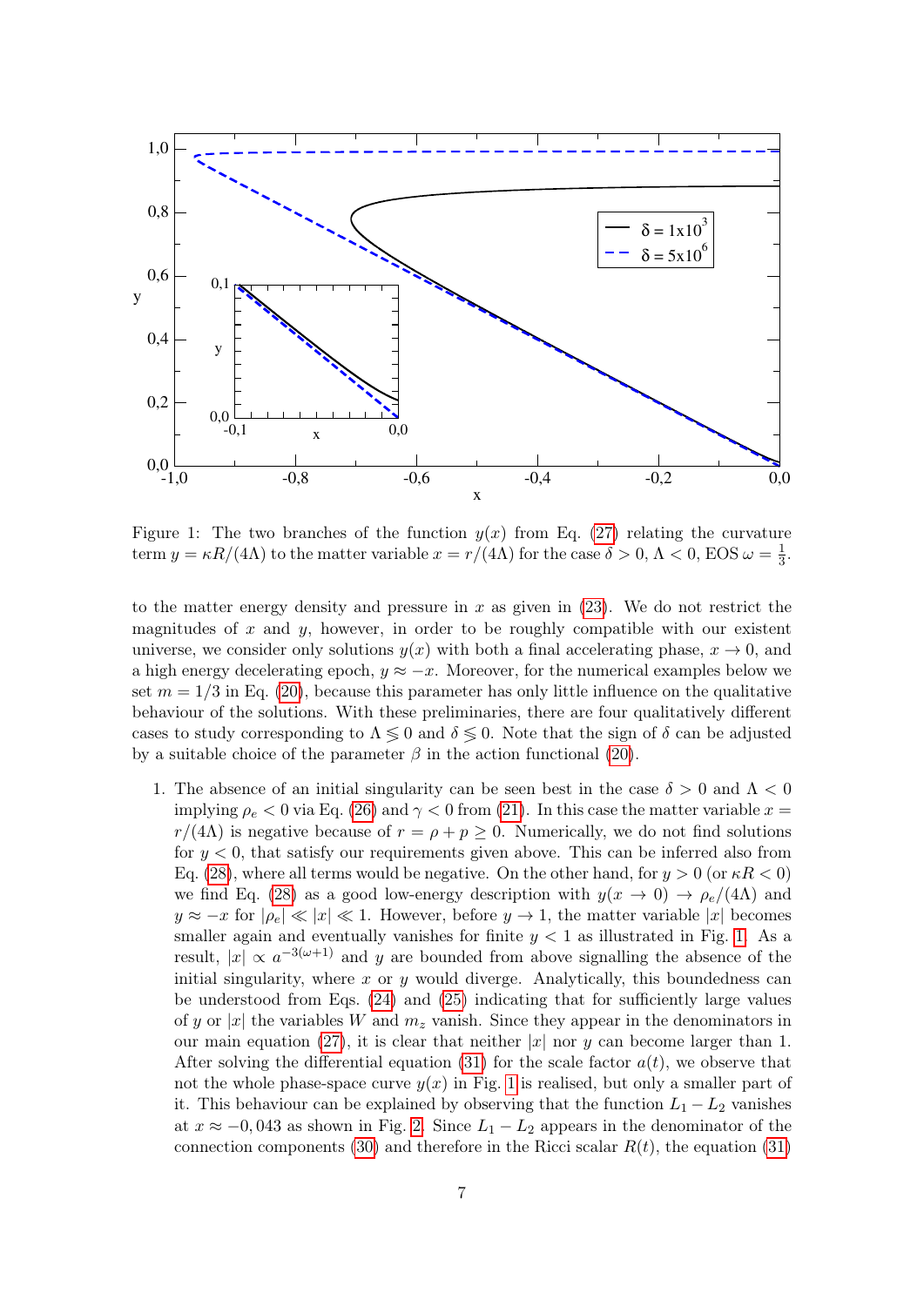Figure 1: The two branches of the function $y(x)$ from Eq. (27) relating the curvature term $y = \kappa R/(4\Lambda)$ to the matter variable $x = r/(4\Lambda)$ for the case $\delta > 0$, $\Lambda < 0$, EOS $\omega = \frac{1}{3}$.

to the matter energy density and pressure in $x$ as given in (23). We do not restrict the magnitudes of $x$ and $y$, however, in order to be roughly compatible with our existent universe, we consider only solutions $y(x)$ with both a final accelerating phase, $x \to 0$, and a high energy decelerating epoch, $y \approx -x$. Moreover, for the numerical examples below we set $m = 1/3$ in Eq. (20), because this parameter has only little influence on the qualitative behaviour of the solutions. With these preliminaries, there are four qualitatively different cases to study corresponding to $\Lambda \lessgtr 0$ and $\delta \lessgtr 0$. Note that the sign of $\delta$ can be adjusted by a suitable choice of the parameter $\beta$ in the action functional (20).

1. The absence of an initial singularity can be seen best in the case $\delta > 0$ and $\Lambda < 0$ implying $\rho_e < 0$ via Eq. (26) and $\gamma < 0$ from (21). In this case the matter variable $x = r/(4\Lambda)$ is negative because of $r = \rho + p \geq 0$. Numerically, we do not find solutions for $y < 0$, that satisfy our requirements given above. This can be inferred also from Eq. (28), where all terms would be negative. On the other hand, for $y > 0$ (or $\kappa R < 0$) we find Eq. (28) as a good low-energy description with $y(x \to 0) \to \rho_e/(4\Lambda)$ and $y \approx -x$ for $|\rho_e| \ll |x| \ll 1$. However, before $y \to 1$, the matter variable $|x|$ becomes smaller again and eventually vanishes for finite $y < 1$ as illustrated in Fig. 1. As a result, $|x| \propto a^{-3(\omega+1)}$ and $y$ are bounded from above signalling the absence of the initial singularity, where $x$ or $y$ would diverge. Analytically, this boundedness can be understood from Eqs. (24) and (25) indicating that for sufficiently large values of $y$ or $|x|$ the variables $W$ and $m_z$ vanish. Since they appear in the denominators in our main equation (27), it is clear that neither $|x|$ nor $y$ can become larger than 1. After solving the differential equation (31) for the scale factor $a(t)$, we observe that not the whole phase-space curve $y(x)$ in Fig. 1 is realised, but only a smaller part of it. This behaviour can be explained by observing that the function $L_1 - L_2$ vanishes at $x \approx -0,043$ as shown in Fig. 2. Since $L_1 - L_2$ appears in the denominator of the connection components (30) and therefore in the Ricci scalar $R(t)$, the equation (31)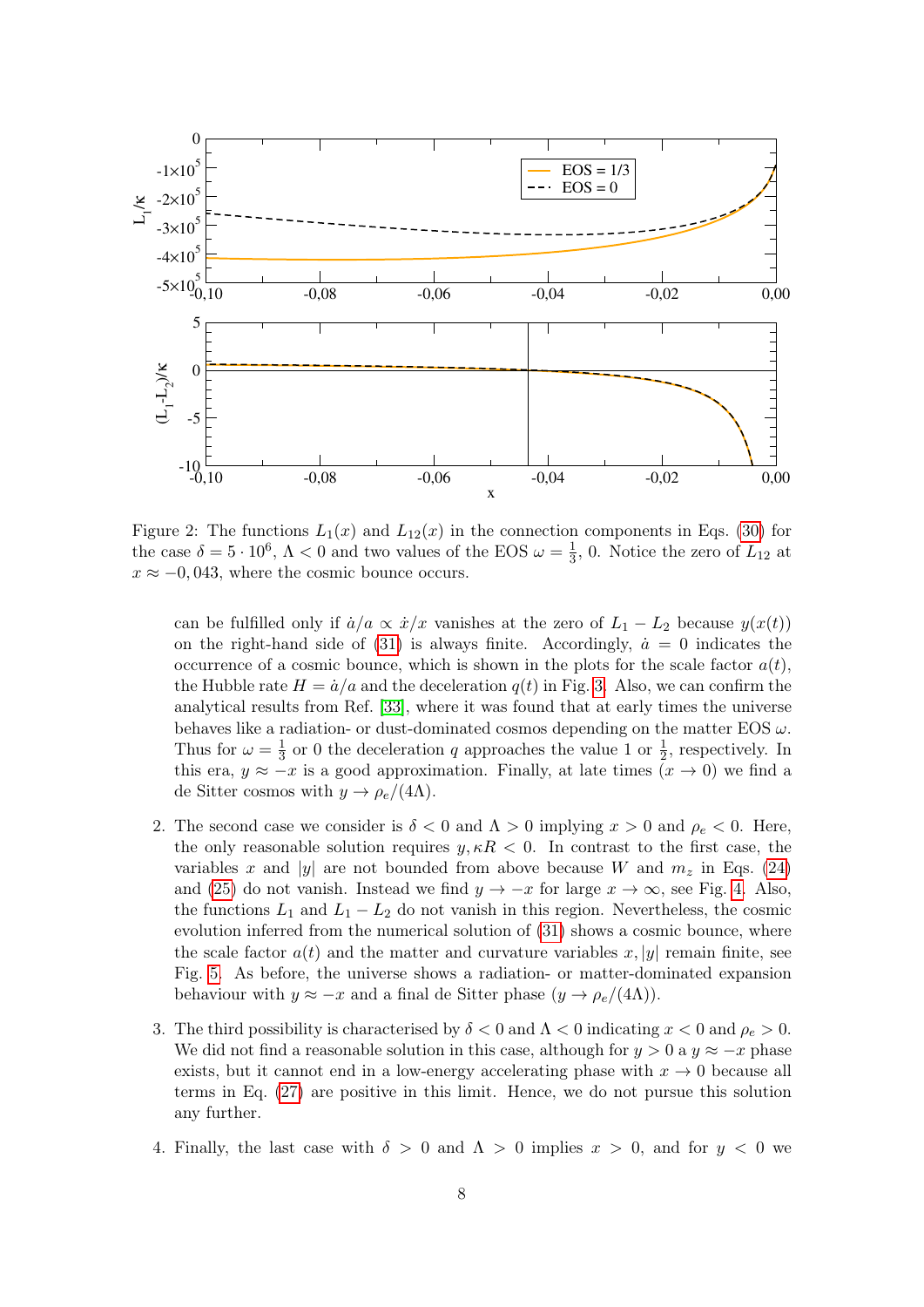Figure 2: The functions $L_1(x)$ and $L_{12}(x)$ in the connection components in Eqs. (30) for the case $\delta = 5 \cdot 10^6$, $\Lambda < 0$ and two values of the EOS $\omega = \frac{1}{3}$, 0. Notice the zero of $L_{12}$ at $x \approx -0{,}043$, where the cosmic bounce occurs.

can be fulfilled only if $\dot{a}/a \propto \dot{x}/x$ vanishes at the zero of $L_1 - L_2$ because $y(x(t))$ on the right-hand side of (31) is always finite. Accordingly, $\dot{a} = 0$ indicates the occurrence of a cosmic bounce, which is shown in the plots for the scale factor $a(t)$, the Hubble rate $H = \dot{a}/a$ and the deceleration $q(t)$ in Fig. 3. Also, we can confirm the analytical results from Ref. [33], where it was found that at early times the universe behaves like a radiation- or dust-dominated cosmos depending on the matter EOS $\omega$. Thus for $\omega = \frac{1}{3}$ or 0 the deceleration $q$ approaches the value 1 or $\frac{1}{2}$, respectively. In this era, $y \approx -x$ is a good approximation. Finally, at late times $(x \to 0)$ we find a de Sitter cosmos with $y \to \rho_e/(4\Lambda)$.

2. The second case we consider is $\delta < 0$ and $\Lambda > 0$ implying $x > 0$ and $\rho_e < 0$. Here, the only reasonable solution requires $y, \kappa R < 0$. In contrast to the first case, the variables $x$ and $|y|$ are not bounded from above because $W$ and $m_z$ in Eqs. (24) and (25) do not vanish. Instead we find $y \to -x$ for large $x \to \infty$, see Fig. 4. Also, the functions $L_1$ and $L_1 - L_2$ do not vanish in this region. Nevertheless, the cosmic evolution inferred from the numerical solution of (31) shows a cosmic bounce, where the scale factor $a(t)$ and the matter and curvature variables $x, |y|$ remain finite, see Fig. 5. As before, the universe shows a radiation- or matter-dominated expansion behaviour with $y \approx -x$ and a final de Sitter phase $(y \to \rho_e/(4\Lambda))$.

3. The third possibility is characterised by $\delta < 0$ and $\Lambda < 0$ indicating $x < 0$ and $\rho_e > 0$. We did not find a reasonable solution in this case, although for $y > 0$ a $y \approx -x$ phase exists, but it cannot end in a low-energy accelerating phase with $x \to 0$ because all terms in Eq. (27) are positive in this limit. Hence, we do not pursue this solution any further.

4. Finally, the last case with $\delta > 0$ and $\Lambda > 0$ implies $x > 0$, and for $y < 0$ we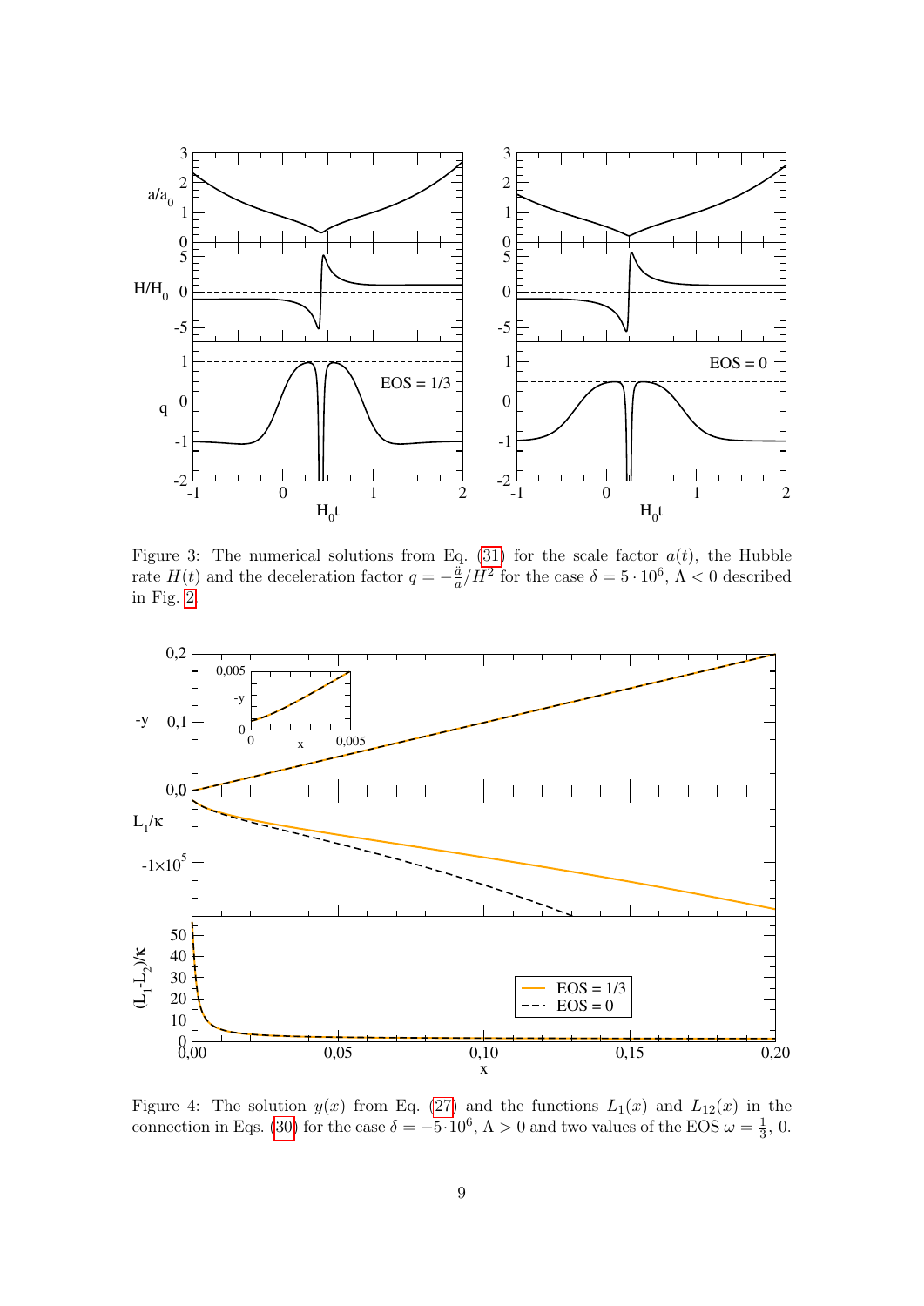Figure 3: The numerical solutions from Eq. (31) for the scale factor $a(t)$, the Hubble rate $H(t)$ and the deceleration factor $q = -\frac{\ddot{a}}{a}/H^2$ for the case $\delta = 5 \cdot 10^6$, $\Lambda < 0$ described in Fig. 2.

Figure 4: The solution $y(x)$ from Eq. (27) and the functions $L_1(x)$ and $L_{12}(x)$ in the connection in Eqs. (30) for the case $\delta = -5 \cdot 10^6$, $\Lambda > 0$ and two values of the EOS $\omega = \frac{1}{3}$, 0.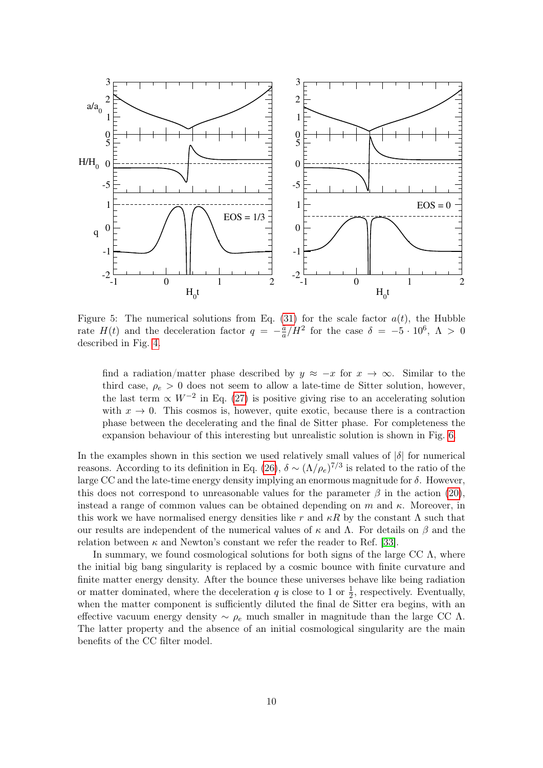Figure 5: The numerical solutions from Eq. (31) for the scale factor $a(t)$, the Hubble rate $H(t)$ and the deceleration factor $q = -\frac{\ddot{a}}{a}/H^2$ for the case $\delta = -5 \cdot 10^6$, $\Lambda > 0$ described in Fig. 4.

> find a radiation/matter phase described by $y \approx -x$ for $x \to \infty$. Similar to the third case, $\rho_e > 0$ does not seem to allow a late-time de Sitter solution, however, the last term $\propto W^{-2}$ in Eq. (27) is positive giving rise to an accelerating solution with $x \to 0$. This cosmos is, however, quite exotic, because there is a contraction phase between the decelerating and the final de Sitter phase. For completeness the expansion behaviour of this interesting but unrealistic solution is shown in Fig. 6.

In the examples shown in this section we used relatively small values of $|\delta|$ for numerical reasons. According to its definition in Eq. (26), $\delta \sim (\Lambda/\rho_e)^{7/3}$ is related to the ratio of the large CC and the late-time energy density implying an enormous magnitude for $\delta$. However, this does not correspond to unreasonable values for the parameter $\beta$ in the action (20), instead a range of common values can be obtained depending on $m$ and $\kappa$. Moreover, in this work we have normalised energy densities like $r$ and $\kappa R$ by the constant $\Lambda$ such that our results are independent of the numerical values of $\kappa$ and $\Lambda$. For details on $\beta$ and the relation between $\kappa$ and Newton's constant we refer the reader to Ref. [33].

In summary, we found cosmological solutions for both signs of the large CC $\Lambda$, where the initial big bang singularity is replaced by a cosmic bounce with finite curvature and finite matter energy density. After the bounce these universes behave like being radiation or matter dominated, where the deceleration $q$ is close to 1 or $\frac{1}{2}$, respectively. Eventually, when the matter component is sufficiently diluted the final de Sitter era begins, with an effective vacuum energy density $\sim \rho_e$ much smaller in magnitude than the large CC $\Lambda$. The latter property and the absence of an initial cosmological singularity are the main benefits of the CC filter model.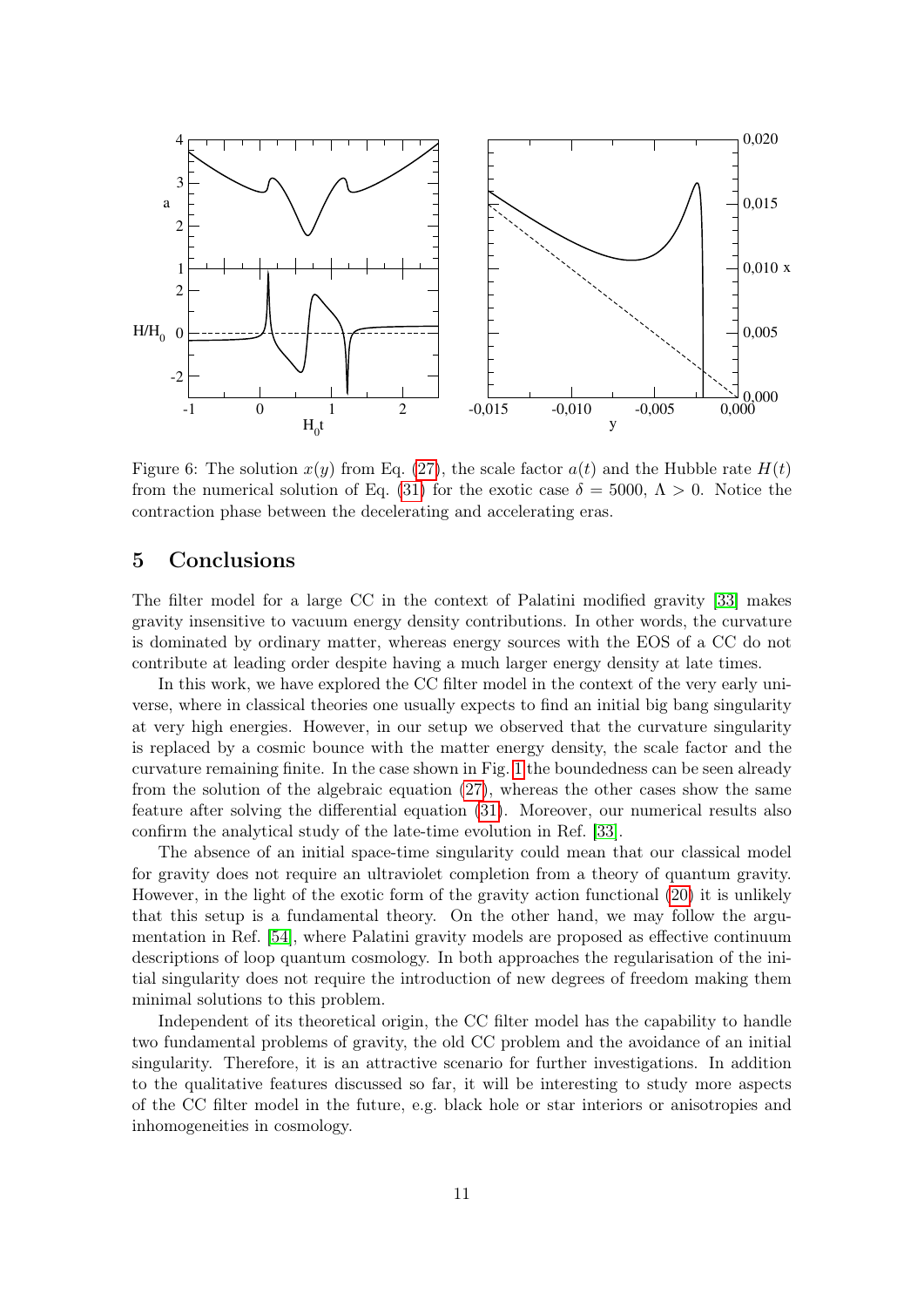Figure 6: The solution $x(y)$ from Eq. (27), the scale factor $a(t)$ and the Hubble rate $H(t)$ from the numerical solution of Eq. (31) for the exotic case $\delta = 5000$, $\Lambda > 0$. Notice the contraction phase between the decelerating and accelerating eras.

## 5 Conclusions

The filter model for a large CC in the context of Palatini modified gravity [33] makes gravity insensitive to vacuum energy density contributions. In other words, the curvature is dominated by ordinary matter, whereas energy sources with the EOS of a CC do not contribute at leading order despite having a much larger energy density at late times.

In this work, we have explored the CC filter model in the context of the very early universe, where in classical theories one usually expects to find an initial big bang singularity at very high energies. However, in our setup we observed that the curvature singularity is replaced by a cosmic bounce with the matter energy density, the scale factor and the curvature remaining finite. In the case shown in Fig. 1 the boundedness can be seen already from the solution of the algebraic equation (27), whereas the other cases show the same feature after solving the differential equation (31). Moreover, our numerical results also confirm the analytical study of the late-time evolution in Ref. [33].

The absence of an initial space-time singularity could mean that our classical model for gravity does not require an ultraviolet completion from a theory of quantum gravity. However, in the light of the exotic form of the gravity action functional (20) it is unlikely that this setup is a fundamental theory. On the other hand, we may follow the argumentation in Ref. [54], where Palatini gravity models are proposed as effective continuum descriptions of loop quantum cosmology. In both approaches the regularisation of the initial singularity does not require the introduction of new degrees of freedom making them minimal solutions to this problem.

Independent of its theoretical origin, the CC filter model has the capability to handle two fundamental problems of gravity, the old CC problem and the avoidance of an initial singularity. Therefore, it is an attractive scenario for further investigations. In addition to the qualitative features discussed so far, it will be interesting to study more aspects of the CC filter model in the future, e.g. black hole or star interiors or anisotropies and inhomogeneities in cosmology.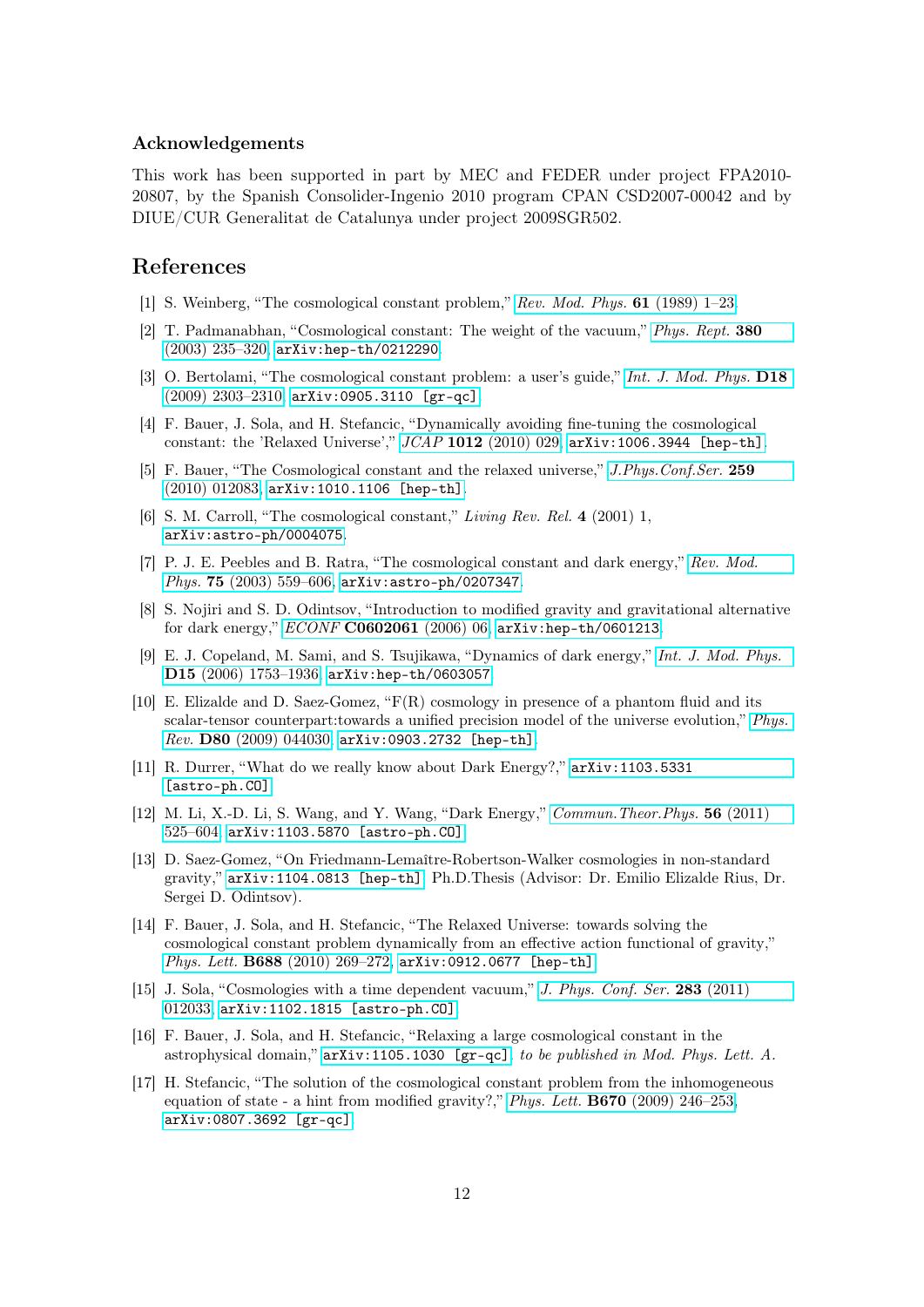### Acknowledgements

This work has been supported in part by MEC and FEDER under project FPA2010-20807, by the Spanish Consolider-Ingenio 2010 program CPAN CSD2007-00042 and by DIUE/CUR Generalitat de Catalunya under project 2009SGR502.

## References

[1] S. Weinberg, "The cosmological constant problem," *Rev. Mod. Phys.* **61** (1989) 1–23.

[2] T. Padmanabhan, "Cosmological constant: The weight of the vacuum," *Phys. Rept.* **380** (2003) 235–320, `arXiv:hep-th/0212290`.

[3] O. Bertolami, "The cosmological constant problem: a user's guide," *Int. J. Mod. Phys.* **D18** (2009) 2303–2310, `arXiv:0905.3110 [gr-qc]`.

[4] F. Bauer, J. Sola, and H. Stefancic, "Dynamically avoiding fine-tuning the cosmological constant: the 'Relaxed Universe'," *JCAP* **1012** (2010) 029, `arXiv:1006.3944 [hep-th]`.

[5] F. Bauer, "The Cosmological constant and the relaxed universe," *J.Phys.Conf.Ser.* **259** (2010) 012083, `arXiv:1010.1106 [hep-th]`.

[6] S. M. Carroll, "The cosmological constant," *Living Rev. Rel.* **4** (2001) 1, `arXiv:astro-ph/0004075`.

[7] P. J. E. Peebles and B. Ratra, "The cosmological constant and dark energy," *Rev. Mod. Phys.* **75** (2003) 559–606, `arXiv:astro-ph/0207347`.

[8] S. Nojiri and S. D. Odintsov, "Introduction to modified gravity and gravitational alternative for dark energy," *ECONF* **C0602061** (2006) 06, `arXiv:hep-th/0601213`.

[9] E. J. Copeland, M. Sami, and S. Tsujikawa, "Dynamics of dark energy," *Int. J. Mod. Phys.* **D15** (2006) 1753–1936, `arXiv:hep-th/0603057`.

[10] E. Elizalde and D. Saez-Gomez, "F(R) cosmology in presence of a phantom fluid and its scalar-tensor counterpart:towards a unified precision model of the universe evolution," *Phys. Rev.* **D80** (2009) 044030, `arXiv:0903.2732 [hep-th]`.

[11] R. Durrer, "What do we really know about Dark Energy?," `arXiv:1103.5331 [astro-ph.CO]`.

[12] M. Li, X.-D. Li, S. Wang, and Y. Wang, "Dark Energy," *Commun.Theor.Phys.* **56** (2011) 525–604, `arXiv:1103.5870 [astro-ph.CO]`.

[13] D. Saez-Gomez, "On Friedmann-Lemaître-Robertson-Walker cosmologies in non-standard gravity," `arXiv:1104.0813 [hep-th]`. Ph.D.Thesis (Advisor: Dr. Emilio Elizalde Rius, Dr. Sergei D. Odintsov).

[14] F. Bauer, J. Sola, and H. Stefancic, "The Relaxed Universe: towards solving the cosmological constant problem dynamically from an effective action functional of gravity," *Phys. Lett.* **B688** (2010) 269–272, `arXiv:0912.0677 [hep-th]`.

[15] J. Sola, "Cosmologies with a time dependent vacuum," *J. Phys. Conf. Ser.* **283** (2011) 012033, `arXiv:1102.1815 [astro-ph.CO]`.

[16] F. Bauer, J. Sola, and H. Stefancic, "Relaxing a large cosmological constant in the astrophysical domain," `arXiv:1105.1030 [gr-qc]`. *to be published in Mod. Phys. Lett. A.*

[17] H. Stefancic, "The solution of the cosmological constant problem from the inhomogeneous equation of state - a hint from modified gravity?," *Phys. Lett.* **B670** (2009) 246–253, `arXiv:0807.3692 [gr-qc]`.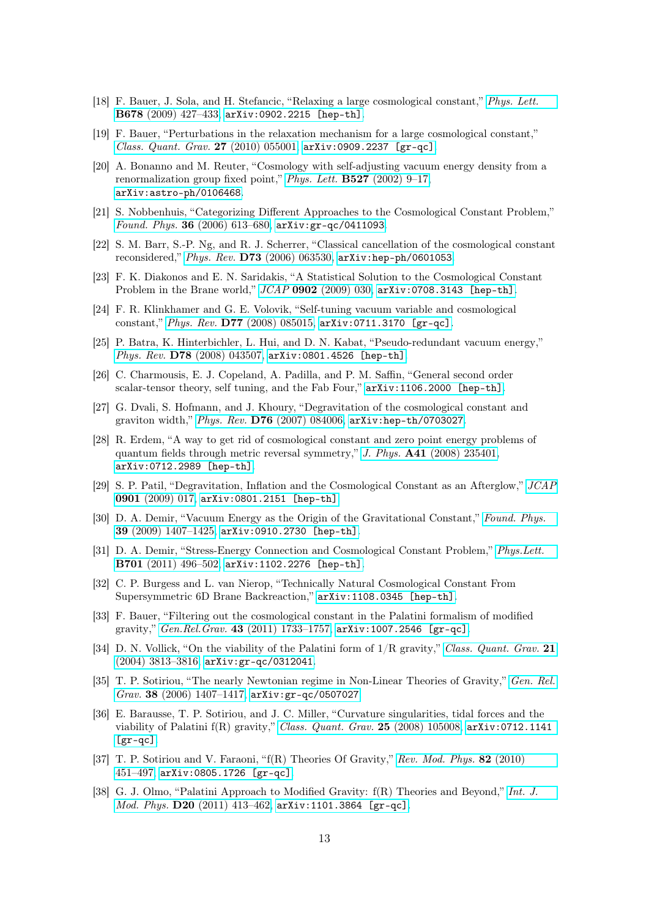[18] F. Bauer, J. Sola, and H. Stefancic, "Relaxing a large cosmological constant," *Phys. Lett.* **B678** (2009) 427–433, arXiv:0902.2215 [hep-th].

[19] F. Bauer, "Perturbations in the relaxation mechanism for a large cosmological constant," *Class. Quant. Grav.* **27** (2010) 055001, arXiv:0909.2237 [gr-qc].

[20] A. Bonanno and M. Reuter, "Cosmology with self-adjusting vacuum energy density from a renormalization group fixed point," *Phys. Lett.* **B527** (2002) 9–17, arXiv:astro-ph/0106468.

[21] S. Nobbenhuis, "Categorizing Different Approaches to the Cosmological Constant Problem," *Found. Phys.* **36** (2006) 613–680, arXiv:gr-qc/0411093.

[22] S. M. Barr, S.-P. Ng, and R. J. Scherrer, "Classical cancellation of the cosmological constant reconsidered," *Phys. Rev.* **D73** (2006) 063530, arXiv:hep-ph/0601053.

[23] F. K. Diakonos and E. N. Saridakis, "A Statistical Solution to the Cosmological Constant Problem in the Brane world," *JCAP* **0902** (2009) 030, arXiv:0708.3143 [hep-th].

[24] F. R. Klinkhamer and G. E. Volovik, "Self-tuning vacuum variable and cosmological constant," *Phys. Rev.* **D77** (2008) 085015, arXiv:0711.3170 [gr-qc].

[25] P. Batra, K. Hinterbichler, L. Hui, and D. N. Kabat, "Pseudo-redundant vacuum energy," *Phys. Rev.* **D78** (2008) 043507, arXiv:0801.4526 [hep-th].

[26] C. Charmousis, E. J. Copeland, A. Padilla, and P. M. Saffin, "General second order scalar-tensor theory, self tuning, and the Fab Four," arXiv:1106.2000 [hep-th].

[27] G. Dvali, S. Hofmann, and J. Khoury, "Degravitation of the cosmological constant and graviton width," *Phys. Rev.* **D76** (2007) 084006, arXiv:hep-th/0703027.

[28] R. Erdem, "A way to get rid of cosmological constant and zero point energy problems of quantum fields through metric reversal symmetry," *J. Phys.* **A41** (2008) 235401, arXiv:0712.2989 [hep-th].

[29] S. P. Patil, "Degravitation, Inflation and the Cosmological Constant as an Afterglow," *JCAP* **0901** (2009) 017, arXiv:0801.2151 [hep-th].

[30] D. A. Demir, "Vacuum Energy as the Origin of the Gravitational Constant," *Found. Phys.* **39** (2009) 1407–1425, arXiv:0910.2730 [hep-th].

[31] D. A. Demir, "Stress-Energy Connection and Cosmological Constant Problem," *Phys.Lett.* **B701** (2011) 496–502, arXiv:1102.2276 [hep-th].

[32] C. P. Burgess and L. van Nierop, "Technically Natural Cosmological Constant From Supersymmetric 6D Brane Backreaction," arXiv:1108.0345 [hep-th].

[33] F. Bauer, "Filtering out the cosmological constant in the Palatini formalism of modified gravity," *Gen.Rel.Grav.* **43** (2011) 1733–1757, arXiv:1007.2546 [gr-qc].

[34] D. N. Vollick, "On the viability of the Palatini form of 1/R gravity," *Class. Quant. Grav.* **21** (2004) 3813–3816, arXiv:gr-qc/0312041.

[35] T. P. Sotiriou, "The nearly Newtonian regime in Non-Linear Theories of Gravity," *Gen. Rel. Grav.* **38** (2006) 1407–1417, arXiv:gr-qc/0507027.

[36] E. Barausse, T. P. Sotiriou, and J. C. Miller, "Curvature singularities, tidal forces and the viability of Palatini f(R) gravity," *Class. Quant. Grav.* **25** (2008) 105008, arXiv:0712.1141 [gr-qc].

[37] T. P. Sotiriou and V. Faraoni, "f(R) Theories Of Gravity," *Rev. Mod. Phys.* **82** (2010) 451–497, arXiv:0805.1726 [gr-qc].

[38] G. J. Olmo, "Palatini Approach to Modified Gravity: f(R) Theories and Beyond," *Int. J. Mod. Phys.* **D20** (2011) 413–462, arXiv:1101.3864 [gr-qc].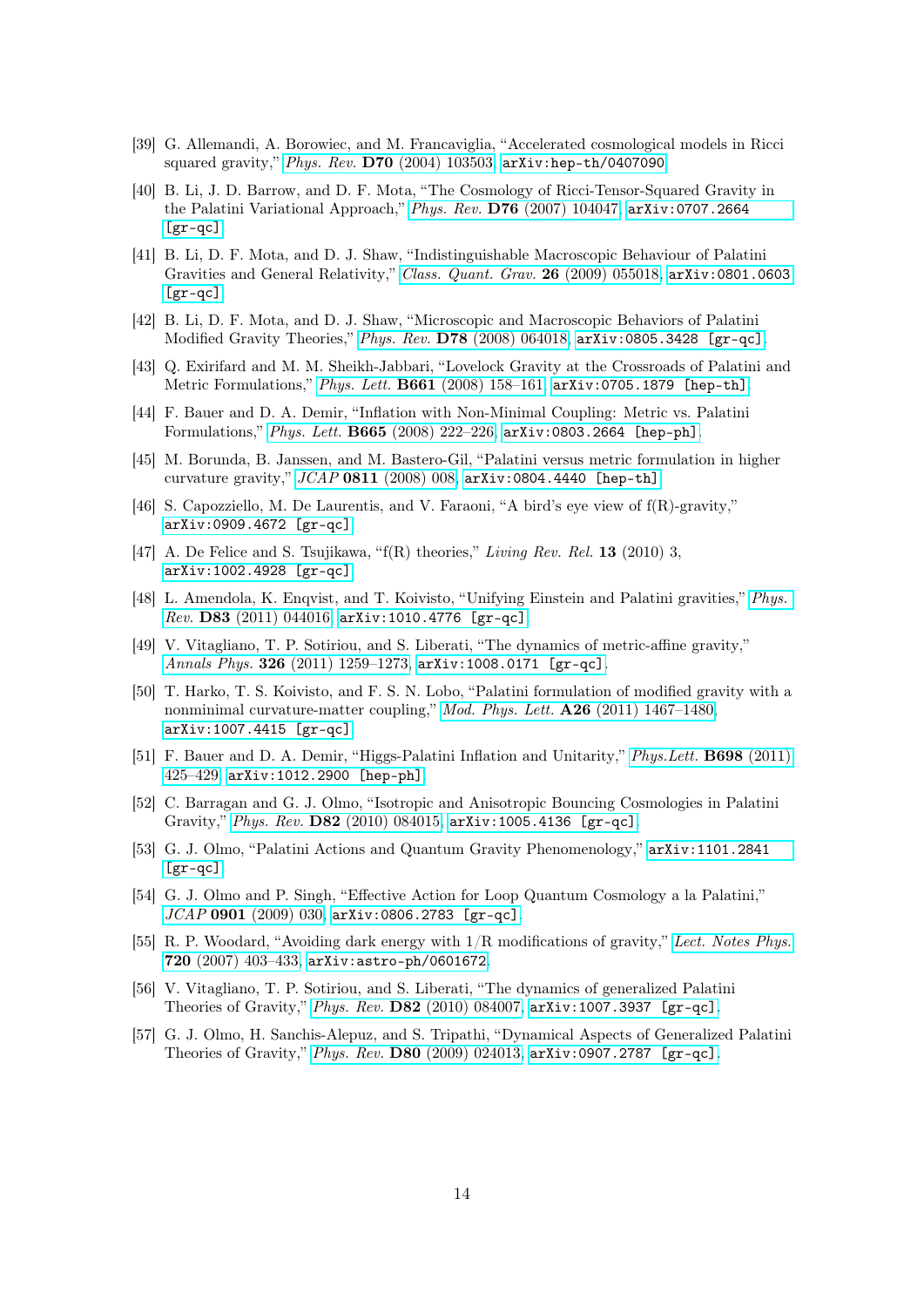[39] G. Allemandi, A. Borowiec, and M. Francaviglia, "Accelerated cosmological models in Ricci squared gravity," *Phys. Rev.* **D70** (2004) 103503, `arXiv:hep-th/0407090`.

[40] B. Li, J. D. Barrow, and D. F. Mota, "The Cosmology of Ricci-Tensor-Squared Gravity in the Palatini Variational Approach," *Phys. Rev.* **D76** (2007) 104047, `arXiv:0707.2664 [gr-qc]`.

[41] B. Li, D. F. Mota, and D. J. Shaw, "Indistinguishable Macroscopic Behaviour of Palatini Gravities and General Relativity," *Class. Quant. Grav.* **26** (2009) 055018, `arXiv:0801.0603 [gr-qc]`.

[42] B. Li, D. F. Mota, and D. J. Shaw, "Microscopic and Macroscopic Behaviors of Palatini Modified Gravity Theories," *Phys. Rev.* **D78** (2008) 064018, `arXiv:0805.3428 [gr-qc]`.

[43] Q. Exirifard and M. M. Sheikh-Jabbari, "Lovelock Gravity at the Crossroads of Palatini and Metric Formulations," *Phys. Lett.* **B661** (2008) 158–161, `arXiv:0705.1879 [hep-th]`.

[44] F. Bauer and D. A. Demir, "Inflation with Non-Minimal Coupling: Metric vs. Palatini Formulations," *Phys. Lett.* **B665** (2008) 222–226, `arXiv:0803.2664 [hep-ph]`.

[45] M. Borunda, B. Janssen, and M. Bastero-Gil, "Palatini versus metric formulation in higher curvature gravity," *JCAP* **0811** (2008) 008, `arXiv:0804.4440 [hep-th]`.

[46] S. Capozziello, M. De Laurentis, and V. Faraoni, "A bird's eye view of f(R)-gravity," `arXiv:0909.4672 [gr-qc]`.

[47] A. De Felice and S. Tsujikawa, "f(R) theories," *Living Rev. Rel.* **13** (2010) 3, `arXiv:1002.4928 [gr-qc]`.

[48] L. Amendola, K. Enqvist, and T. Koivisto, "Unifying Einstein and Palatini gravities," *Phys. Rev.* **D83** (2011) 044016, `arXiv:1010.4776 [gr-qc]`.

[49] V. Vitagliano, T. P. Sotiriou, and S. Liberati, "The dynamics of metric-affine gravity," *Annals Phys.* **326** (2011) 1259–1273, `arXiv:1008.0171 [gr-qc]`.

[50] T. Harko, T. S. Koivisto, and F. S. N. Lobo, "Palatini formulation of modified gravity with a nonminimal curvature-matter coupling," *Mod. Phys. Lett.* **A26** (2011) 1467–1480, `arXiv:1007.4415 [gr-qc]`.

[51] F. Bauer and D. A. Demir, "Higgs-Palatini Inflation and Unitarity," *Phys.Lett.* **B698** (2011) 425–429, `arXiv:1012.2900 [hep-ph]`.

[52] C. Barragan and G. J. Olmo, "Isotropic and Anisotropic Bouncing Cosmologies in Palatini Gravity," *Phys. Rev.* **D82** (2010) 084015, `arXiv:1005.4136 [gr-qc]`.

[53] G. J. Olmo, "Palatini Actions and Quantum Gravity Phenomenology," `arXiv:1101.2841 [gr-qc]`.

[54] G. J. Olmo and P. Singh, "Effective Action for Loop Quantum Cosmology a la Palatini," *JCAP* **0901** (2009) 030, `arXiv:0806.2783 [gr-qc]`.

[55] R. P. Woodard, "Avoiding dark energy with 1/R modifications of gravity," *Lect. Notes Phys.* **720** (2007) 403–433, `arXiv:astro-ph/0601672`.

[56] V. Vitagliano, T. P. Sotiriou, and S. Liberati, "The dynamics of generalized Palatini Theories of Gravity," *Phys. Rev.* **D82** (2010) 084007, `arXiv:1007.3937 [gr-qc]`.

[57] G. J. Olmo, H. Sanchis-Alepuz, and S. Tripathi, "Dynamical Aspects of Generalized Palatini Theories of Gravity," *Phys. Rev.* **D80** (2009) 024013, `arXiv:0907.2787 [gr-qc]`.